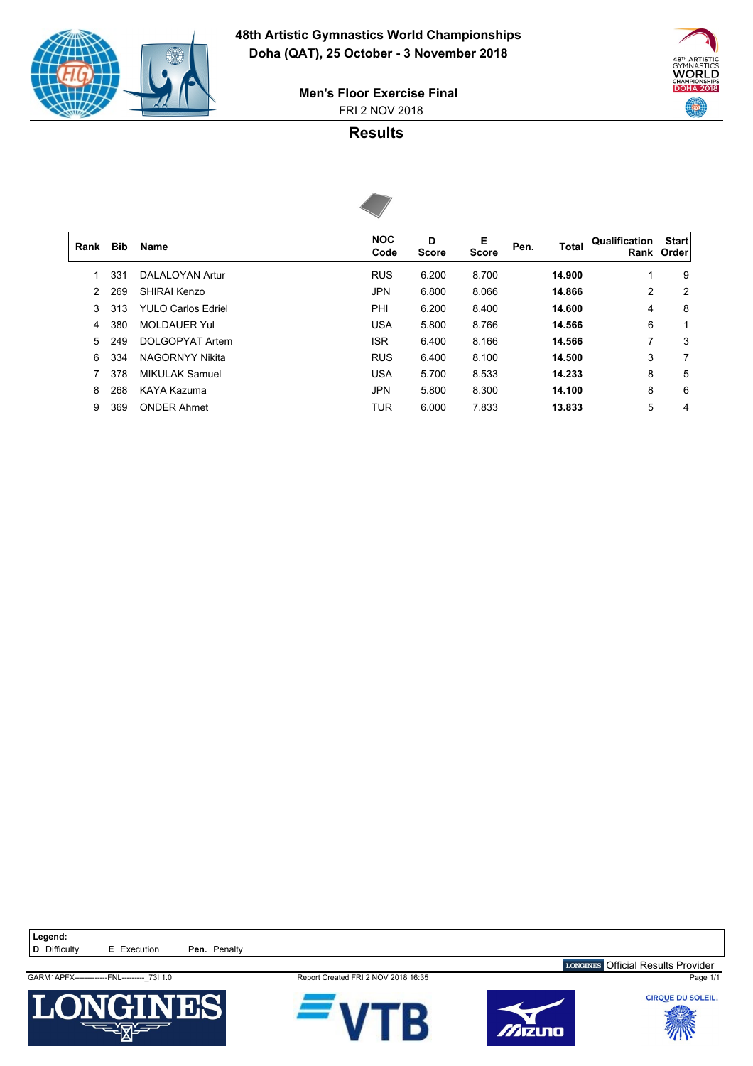**48th Artistic Gymnastics World Championships**
**Doha (QAT), 25 October - 3 November 2018**

**Men's Floor Exercise Final**
FRI 2 NOV 2018

## Results

| Rank | Bib | Name | NOC Code | D Score | E Score | Pen. | Total | Qualification Rank | Start Order |
|---|---|---|---|---|---|---|---|---|---|
| 1 | 331 | DALALOYAN Artur | RUS | 6.200 | 8.700 | | **14.900** | 1 | 9 |
| 2 | 269 | SHIRAI Kenzo | JPN | 6.800 | 8.066 | | **14.866** | 2 | 2 |
| 3 | 313 | YULO Carlos Edriel | PHI | 6.200 | 8.400 | | **14.600** | 4 | 8 |
| 4 | 380 | MOLDAUER Yul | USA | 5.800 | 8.766 | | **14.566** | 6 | 1 |
| 5 | 249 | DOLGOPYAT Artem | ISR | 6.400 | 8.166 | | **14.566** | 7 | 3 |
| 6 | 334 | NAGORNYY Nikita | RUS | 6.400 | 8.100 | | **14.500** | 3 | 7 |
| 7 | 378 | MIKULAK Samuel | USA | 5.700 | 8.533 | | **14.233** | 8 | 5 |
| 8 | 268 | KAYA Kazuma | JPN | 5.800 | 8.300 | | **14.100** | 8 | 6 |
| 9 | 369 | ONDER Ahmet | TUR | 6.000 | 7.833 | | **13.833** | 5 | 4 |

**Legend:**
**D** Difficulty **E** Execution **Pen.** Penalty

LONGINES Official Results Provider

GARM1APFX-------------FNL---------_73I 1.0 Report Created FRI 2 NOV 2018 16:35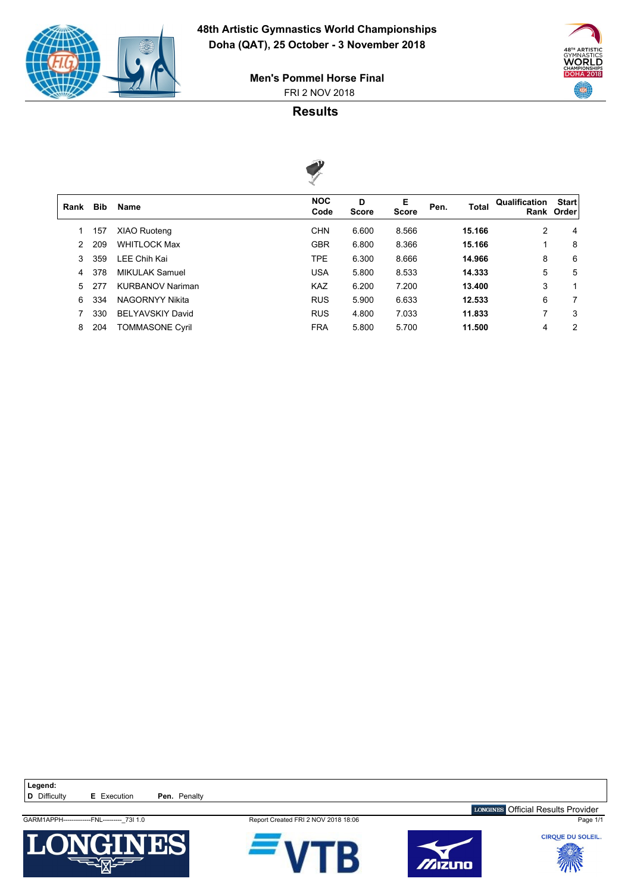# 48th Artistic Gymnastics World Championships

**Doha (QAT), 25 October - 3 November 2018**

## Men's Pommel Horse Final

FRI 2 NOV 2018

## Results

| Rank | Bib | Name | NOC Code | D Score | E Score | Pen. | Total | Qualification Rank | Start Order |
|---|---|---|---|---|---|---|---|---|---|
| 1 | 157 | XIAO Ruoteng | CHN | 6.600 | 8.566 | | **15.166** | 2 | 4 |
| 2 | 209 | WHITLOCK Max | GBR | 6.800 | 8.366 | | **15.166** | 1 | 8 |
| 3 | 359 | LEE Chih Kai | TPE | 6.300 | 8.666 | | **14.966** | 8 | 6 |
| 4 | 378 | MIKULAK Samuel | USA | 5.800 | 8.533 | | **14.333** | 5 | 5 |
| 5 | 277 | KURBANOV Nariman | KAZ | 6.200 | 7.200 | | **13.400** | 3 | 1 |
| 6 | 334 | NAGORNYY Nikita | RUS | 5.900 | 6.633 | | **12.533** | 6 | 7 |
| 7 | 330 | BELYAVSKIY David | RUS | 4.800 | 7.033 | | **11.833** | 7 | 3 |
| 8 | 204 | TOMMASONE Cyril | FRA | 5.800 | 5.700 | | **11.500** | 4 | 2 |

**Legend:**
**D** Difficulty **E** Execution **Pen.** Penalty

GARM1APPH-------------FNL---------_73I 1.0 Report Created FRI 2 NOV 2018 18:06

LONGINES Official Results Provider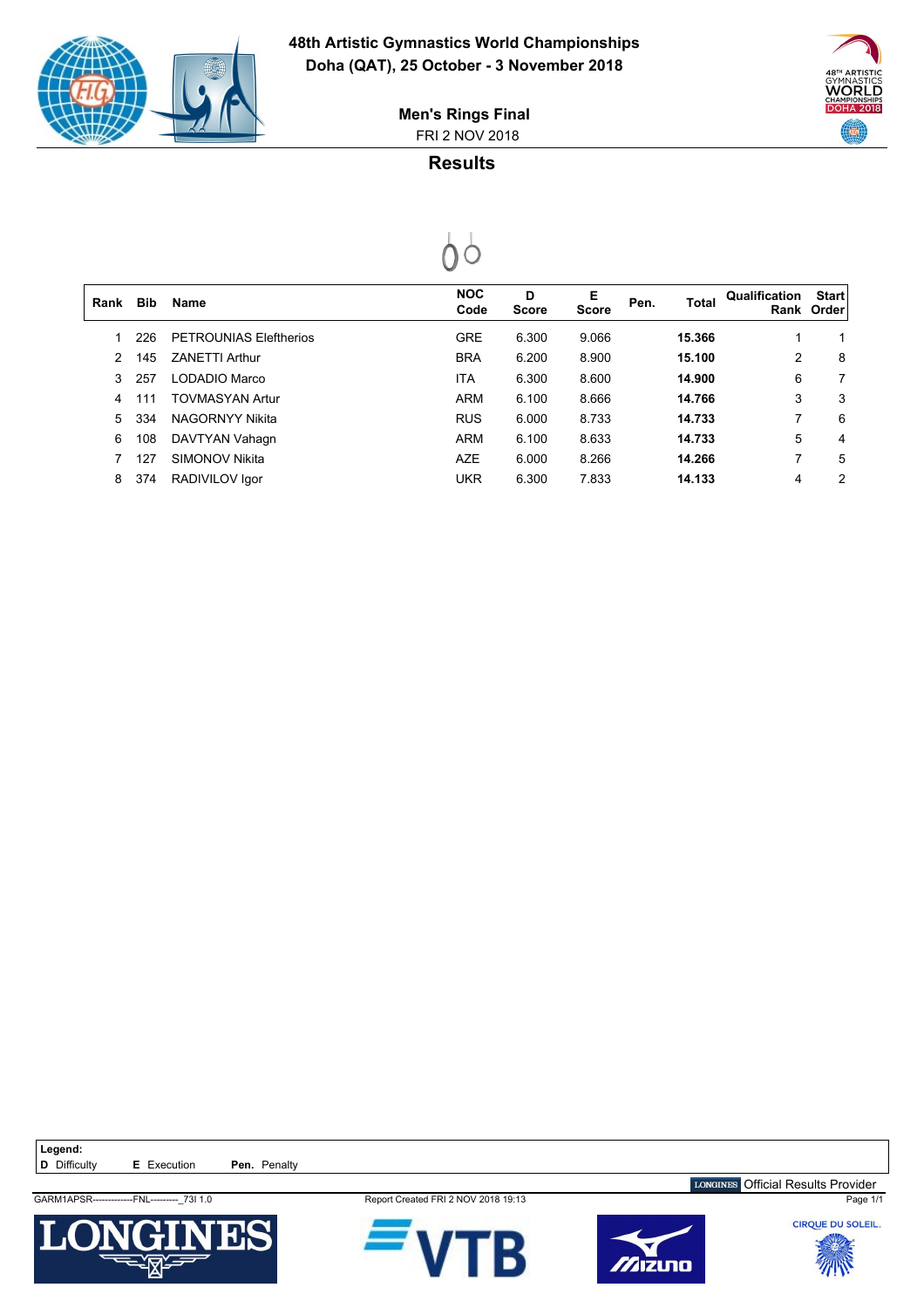# 48th Artistic Gymnastics World Championships

**Doha (QAT), 25 October - 3 November 2018**

## Men's Rings Final

FRI 2 NOV 2018

## Results

| Rank | Bib | Name | NOC Code | D Score | E Score | Pen. | Total | Qualification Rank | Start Order |
|---|---|---|---|---|---|---|---|---|---|
| 1 | 226 | PETROUNIAS Eleftherios | GRE | 6.300 | 9.066 | | **15.366** | 1 | 1 |
| 2 | 145 | ZANETTI Arthur | BRA | 6.200 | 8.900 | | **15.100** | 2 | 8 |
| 3 | 257 | LODADIO Marco | ITA | 6.300 | 8.600 | | **14.900** | 6 | 7 |
| 4 | 111 | TOVMASYAN Artur | ARM | 6.100 | 8.666 | | **14.766** | 3 | 3 |
| 5 | 334 | NAGORNYY Nikita | RUS | 6.000 | 8.733 | | **14.733** | 7 | 6 |
| 6 | 108 | DAVTYAN Vahagn | ARM | 6.100 | 8.633 | | **14.733** | 5 | 4 |
| 7 | 127 | SIMONOV Nikita | AZE | 6.000 | 8.266 | | **14.266** | 7 | 5 |
| 8 | 374 | RADIVILOV Igor | UKR | 6.300 | 7.833 | | **14.133** | 4 | 2 |

**Legend:**
**D** Difficulty **E** Execution **Pen.** Penalty

LONGINES Official Results Provider

GARM1APSR-------------FNL---------_73I 1.0 Report Created FRI 2 NOV 2018 19:13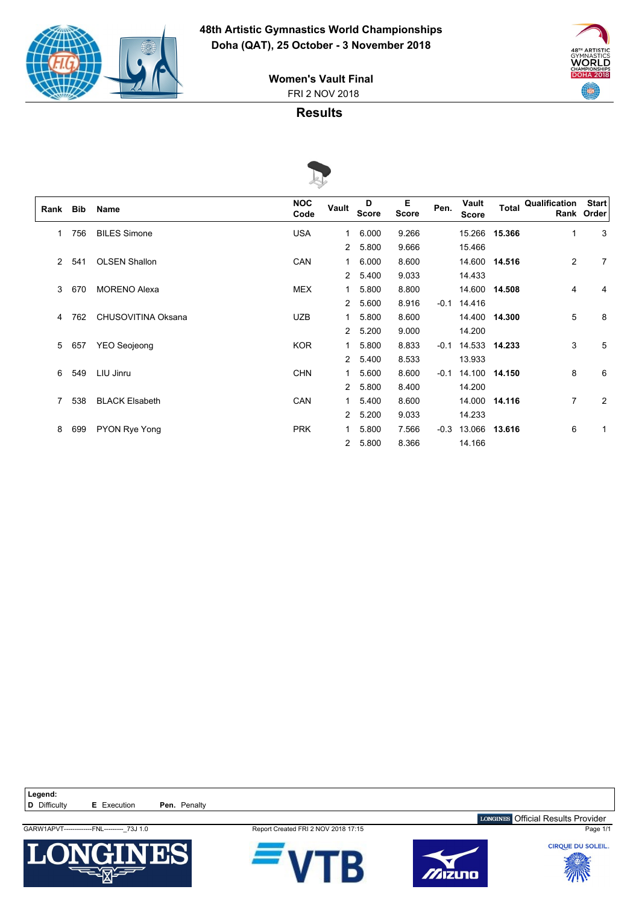**48th Artistic Gymnastics World Championships**
**Doha (QAT), 25 October - 3 November 2018**

**Women's Vault Final**
FRI 2 NOV 2018

## Results

| Rank | Bib | Name | NOC Code | Vault | D Score | E Score | Pen. | Vault Score | Total | Qualification Rank | Start Order |
|---|---|---|---|---|---|---|---|---|---|---|---|
| 1 | 756 | BILES Simone | USA | 1 | 6.000 | 9.266 | | 15.266 | **15.366** | 1 | 3 |
| | | | | 2 | 5.800 | 9.666 | | 15.466 | | | |
| 2 | 541 | OLSEN Shallon | CAN | 1 | 6.000 | 8.600 | | 14.600 | **14.516** | 2 | 7 |
| | | | | 2 | 5.400 | 9.033 | | 14.433 | | | |
| 3 | 670 | MORENO Alexa | MEX | 1 | 5.800 | 8.800 | | 14.600 | **14.508** | 4 | 4 |
| | | | | 2 | 5.600 | 8.916 | -0.1 | 14.416 | | | |
| 4 | 762 | CHUSOVITINA Oksana | UZB | 1 | 5.800 | 8.600 | | 14.400 | **14.300** | 5 | 8 |
| | | | | 2 | 5.200 | 9.000 | | 14.200 | | | |
| 5 | 657 | YEO Seojeong | KOR | 1 | 5.800 | 8.833 | -0.1 | 14.533 | **14.233** | 3 | 5 |
| | | | | 2 | 5.400 | 8.533 | | 13.933 | | | |
| 6 | 549 | LIU Jinru | CHN | 1 | 5.600 | 8.600 | -0.1 | 14.100 | **14.150** | 8 | 6 |
| | | | | 2 | 5.800 | 8.400 | | 14.200 | | | |
| 7 | 538 | BLACK Elsabeth | CAN | 1 | 5.400 | 8.600 | | 14.000 | **14.116** | 7 | 2 |
| | | | | 2 | 5.200 | 9.033 | | 14.233 | | | |
| 8 | 699 | PYON Rye Yong | PRK | 1 | 5.800 | 7.566 | -0.3 | 13.066 | **13.616** | 6 | 1 |
| | | | | 2 | 5.800 | 8.366 | | 14.166 | | | |

**Legend:**
**D** Difficulty **E** Execution **Pen.** Penalty

LONGINES Official Results Provider

GARW1APVT-------------FNL---------_73J 1.0    Report Created FRI 2 NOV 2018 17:15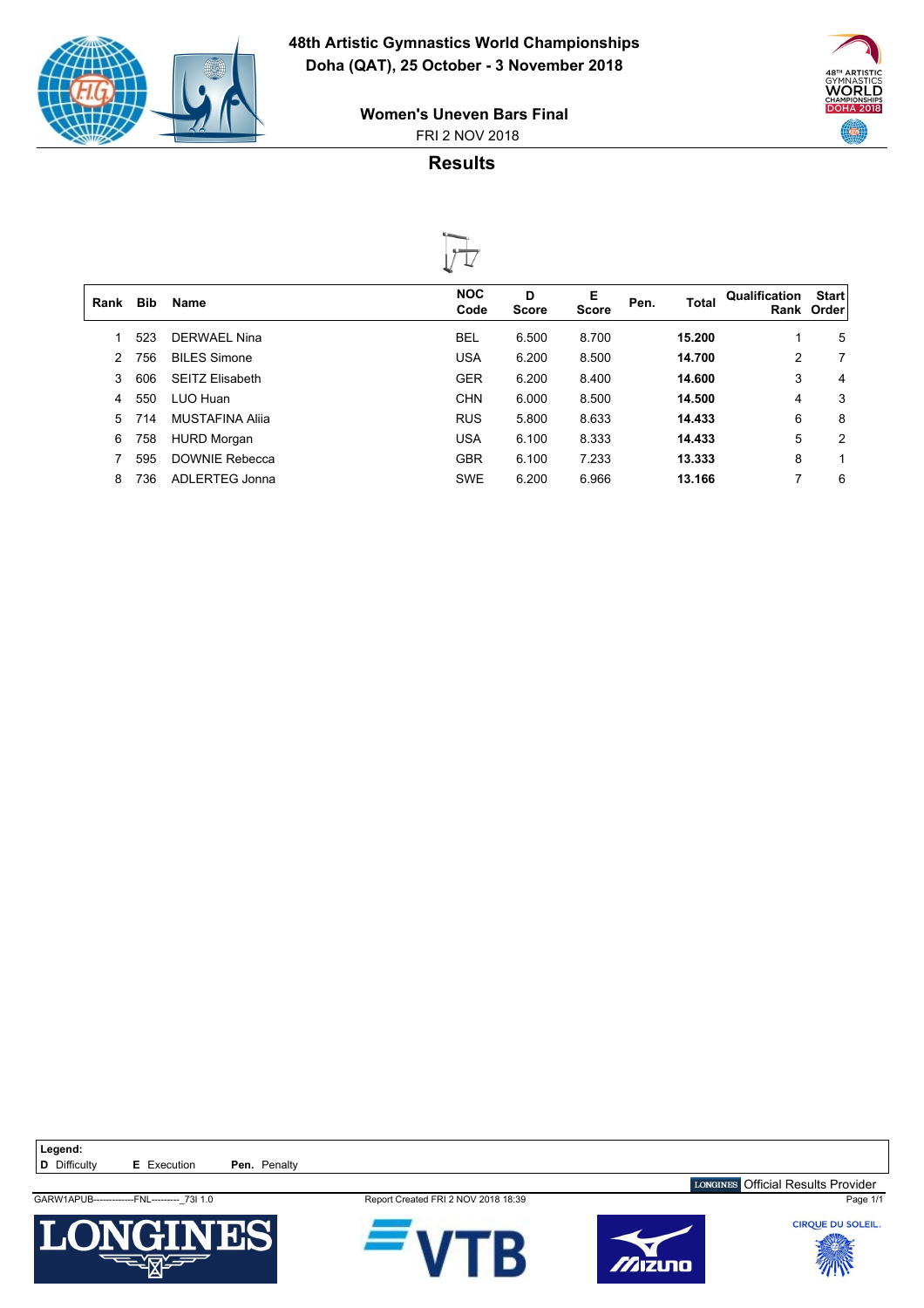# 48th Artistic Gymnastics World Championships

**Doha (QAT), 25 October - 3 November 2018**

## Women's Uneven Bars Final

FRI 2 NOV 2018

## Results

| Rank | Bib | Name | NOC Code | D Score | E Score | Pen. | Total | Qualification Rank | Start Order |
|---|---|---|---|---|---|---|---|---|---|
| 1 | 523 | DERWAEL Nina | BEL | 6.500 | 8.700 | | **15.200** | 1 | 5 |
| 2 | 756 | BILES Simone | USA | 6.200 | 8.500 | | **14.700** | 2 | 7 |
| 3 | 606 | SEITZ Elisabeth | GER | 6.200 | 8.400 | | **14.600** | 3 | 4 |
| 4 | 550 | LUO Huan | CHN | 6.000 | 8.500 | | **14.500** | 4 | 3 |
| 5 | 714 | MUSTAFINA Aliia | RUS | 5.800 | 8.633 | | **14.433** | 6 | 8 |
| 6 | 758 | HURD Morgan | USA | 6.100 | 8.333 | | **14.433** | 5 | 2 |
| 7 | 595 | DOWNIE Rebecca | GBR | 6.100 | 7.233 | | **13.333** | 8 | 1 |
| 8 | 736 | ADLERTEG Jonna | SWE | 6.200 | 6.966 | | **13.166** | 7 | 6 |

**Legend:**
**D** Difficulty  **E** Execution  **Pen.** Penalty

LONGINES Official Results Provider

GARW1APUB------------FNL---------_73I 1.0

Report Created FRI 2 NOV 2018 18:39